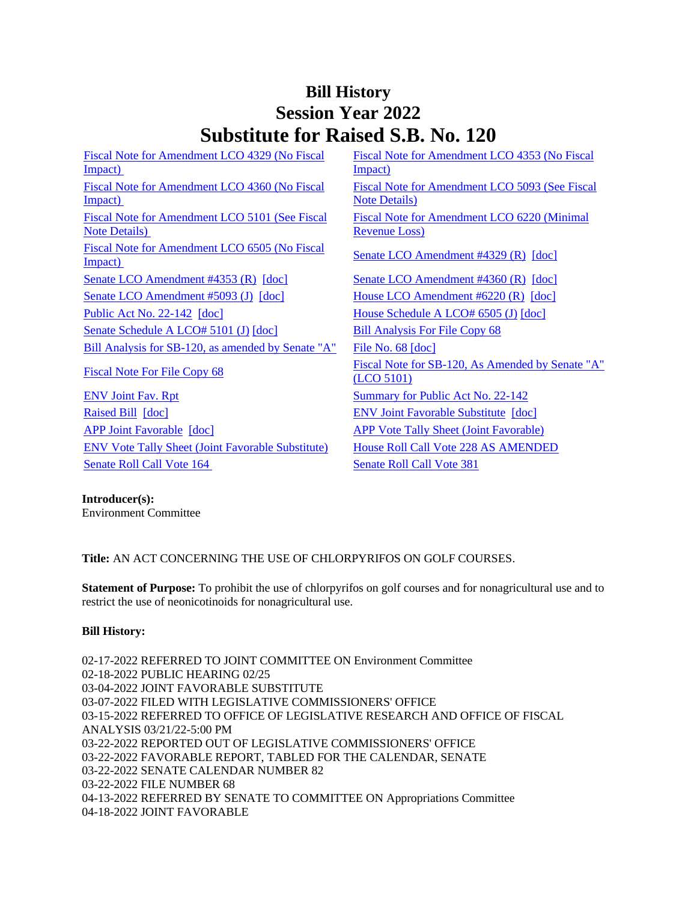# Bill History
# Session Year 2022
# Substitute for Raised S.B. No. 120

| | |
|---|---|
| Fiscal Note for Amendment LCO 4329 (No Fiscal Impact) | Fiscal Note for Amendment LCO 4353 (No Fiscal Impact) |
| Fiscal Note for Amendment LCO 4360 (No Fiscal Impact) | Fiscal Note for Amendment LCO 5093 (See Fiscal Note Details) |
| Fiscal Note for Amendment LCO 5101 (See Fiscal Note Details) | Fiscal Note for Amendment LCO 6220 (Minimal Revenue Loss) |
| Fiscal Note for Amendment LCO 6505 (No Fiscal Impact) | Senate LCO Amendment #4329 (R) [doc] |
| Senate LCO Amendment #4353 (R) [doc] | Senate LCO Amendment #4360 (R) [doc] |
| Senate LCO Amendment #5093 (J) [doc] | House LCO Amendment #6220 (R) [doc] |
| Public Act No. 22-142 [doc] | House Schedule A LCO# 6505 (J) [doc] |
| Senate Schedule A LCO# 5101 (J) [doc] | Bill Analysis For File Copy 68 |
| Bill Analysis for SB-120, as amended by Senate "A" | File No. 68 [doc] |
| Fiscal Note For File Copy 68 | Fiscal Note for SB-120, As Amended by Senate "A" (LCO 5101) |
| ENV Joint Fav. Rpt | Summary for Public Act No. 22-142 |
| Raised Bill [doc] | ENV Joint Favorable Substitute [doc] |
| APP Joint Favorable [doc] | APP Vote Tally Sheet (Joint Favorable) |
| ENV Vote Tally Sheet (Joint Favorable Substitute) | House Roll Call Vote 228 AS AMENDED |
| Senate Roll Call Vote 164 | Senate Roll Call Vote 381 |

**Introducer(s):**
Environment Committee

**Title:** AN ACT CONCERNING THE USE OF CHLORPYRIFOS ON GOLF COURSES.

**Statement of Purpose:** To prohibit the use of chlorpyrifos on golf courses and for nonagricultural use and to restrict the use of neonicotinoids for nonagricultural use.

**Bill History:**

02-17-2022 REFERRED TO JOINT COMMITTEE ON Environment Committee
02-18-2022 PUBLIC HEARING 02/25
03-04-2022 JOINT FAVORABLE SUBSTITUTE
03-07-2022 FILED WITH LEGISLATIVE COMMISSIONERS' OFFICE
03-15-2022 REFERRED TO OFFICE OF LEGISLATIVE RESEARCH AND OFFICE OF FISCAL ANALYSIS 03/21/22-5:00 PM
03-22-2022 REPORTED OUT OF LEGISLATIVE COMMISSIONERS' OFFICE
03-22-2022 FAVORABLE REPORT, TABLED FOR THE CALENDAR, SENATE
03-22-2022 SENATE CALENDAR NUMBER 82
03-22-2022 FILE NUMBER 68
04-13-2022 REFERRED BY SENATE TO COMMITTEE ON Appropriations Committee
04-18-2022 JOINT FAVORABLE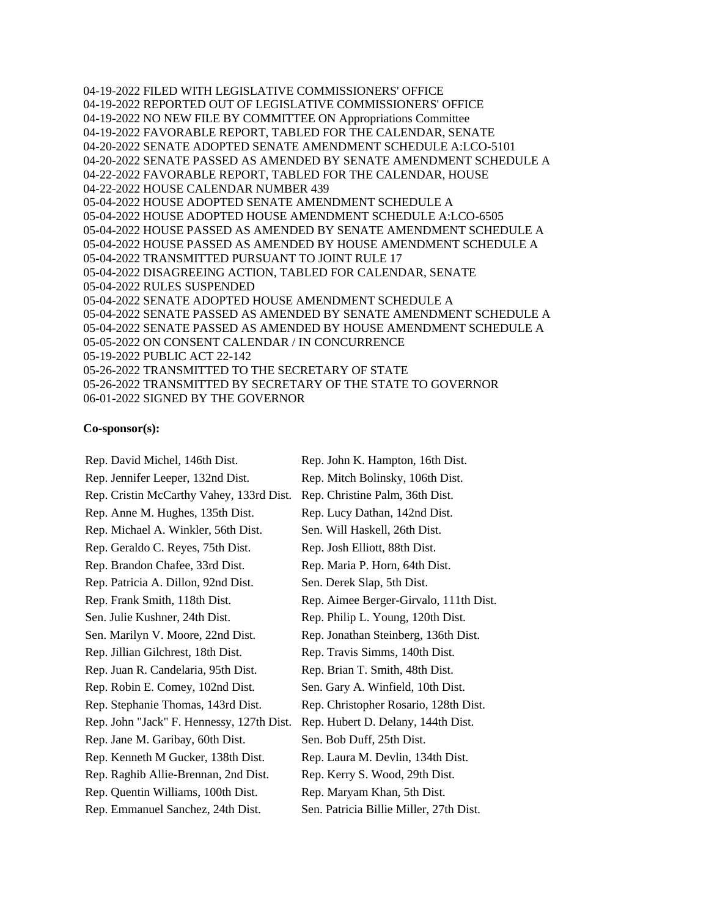04-19-2022 FILED WITH LEGISLATIVE COMMISSIONERS' OFFICE
04-19-2022 REPORTED OUT OF LEGISLATIVE COMMISSIONERS' OFFICE
04-19-2022 NO NEW FILE BY COMMITTEE ON Appropriations Committee
04-19-2022 FAVORABLE REPORT, TABLED FOR THE CALENDAR, SENATE
04-20-2022 SENATE ADOPTED SENATE AMENDMENT SCHEDULE A:LCO-5101
04-20-2022 SENATE PASSED AS AMENDED BY SENATE AMENDMENT SCHEDULE A
04-22-2022 FAVORABLE REPORT, TABLED FOR THE CALENDAR, HOUSE
04-22-2022 HOUSE CALENDAR NUMBER 439
05-04-2022 HOUSE ADOPTED SENATE AMENDMENT SCHEDULE A
05-04-2022 HOUSE ADOPTED HOUSE AMENDMENT SCHEDULE A:LCO-6505
05-04-2022 HOUSE PASSED AS AMENDED BY SENATE AMENDMENT SCHEDULE A
05-04-2022 HOUSE PASSED AS AMENDED BY HOUSE AMENDMENT SCHEDULE A
05-04-2022 TRANSMITTED PURSUANT TO JOINT RULE 17
05-04-2022 DISAGREEING ACTION, TABLED FOR CALENDAR, SENATE
05-04-2022 RULES SUSPENDED
05-04-2022 SENATE ADOPTED HOUSE AMENDMENT SCHEDULE A
05-04-2022 SENATE PASSED AS AMENDED BY SENATE AMENDMENT SCHEDULE A
05-04-2022 SENATE PASSED AS AMENDED BY HOUSE AMENDMENT SCHEDULE A
05-05-2022 ON CONSENT CALENDAR / IN CONCURRENCE
05-19-2022 PUBLIC ACT 22-142
05-26-2022 TRANSMITTED TO THE SECRETARY OF STATE
05-26-2022 TRANSMITTED BY SECRETARY OF THE STATE TO GOVERNOR
06-01-2022 SIGNED BY THE GOVERNOR

**Co-sponsor(s):**

Rep. David Michel, 146th Dist.
Rep. John K. Hampton, 16th Dist.
Rep. Jennifer Leeper, 132nd Dist.
Rep. Mitch Bolinsky, 106th Dist.
Rep. Cristin McCarthy Vahey, 133rd Dist.
Rep. Christine Palm, 36th Dist.
Rep. Anne M. Hughes, 135th Dist.
Rep. Lucy Dathan, 142nd Dist.
Rep. Michael A. Winkler, 56th Dist.
Sen. Will Haskell, 26th Dist.
Rep. Geraldo C. Reyes, 75th Dist.
Rep. Josh Elliott, 88th Dist.
Rep. Brandon Chafee, 33rd Dist.
Rep. Maria P. Horn, 64th Dist.
Rep. Patricia A. Dillon, 92nd Dist.
Sen. Derek Slap, 5th Dist.
Rep. Frank Smith, 118th Dist.
Rep. Aimee Berger-Girvalo, 111th Dist.
Sen. Julie Kushner, 24th Dist.
Rep. Philip L. Young, 120th Dist.
Sen. Marilyn V. Moore, 22nd Dist.
Rep. Jonathan Steinberg, 136th Dist.
Rep. Jillian Gilchrest, 18th Dist.
Rep. Travis Simms, 140th Dist.
Rep. Juan R. Candelaria, 95th Dist.
Rep. Brian T. Smith, 48th Dist.
Rep. Robin E. Comey, 102nd Dist.
Sen. Gary A. Winfield, 10th Dist.
Rep. Stephanie Thomas, 143rd Dist.
Rep. Christopher Rosario, 128th Dist.
Rep. John "Jack" F. Hennessy, 127th Dist.
Rep. Hubert D. Delany, 144th Dist.
Rep. Jane M. Garibay, 60th Dist.
Sen. Bob Duff, 25th Dist.
Rep. Kenneth M Gucker, 138th Dist.
Rep. Laura M. Devlin, 134th Dist.
Rep. Raghib Allie-Brennan, 2nd Dist.
Rep. Kerry S. Wood, 29th Dist.
Rep. Quentin Williams, 100th Dist.
Rep. Maryam Khan, 5th Dist.
Rep. Emmanuel Sanchez, 24th Dist.
Sen. Patricia Billie Miller, 27th Dist.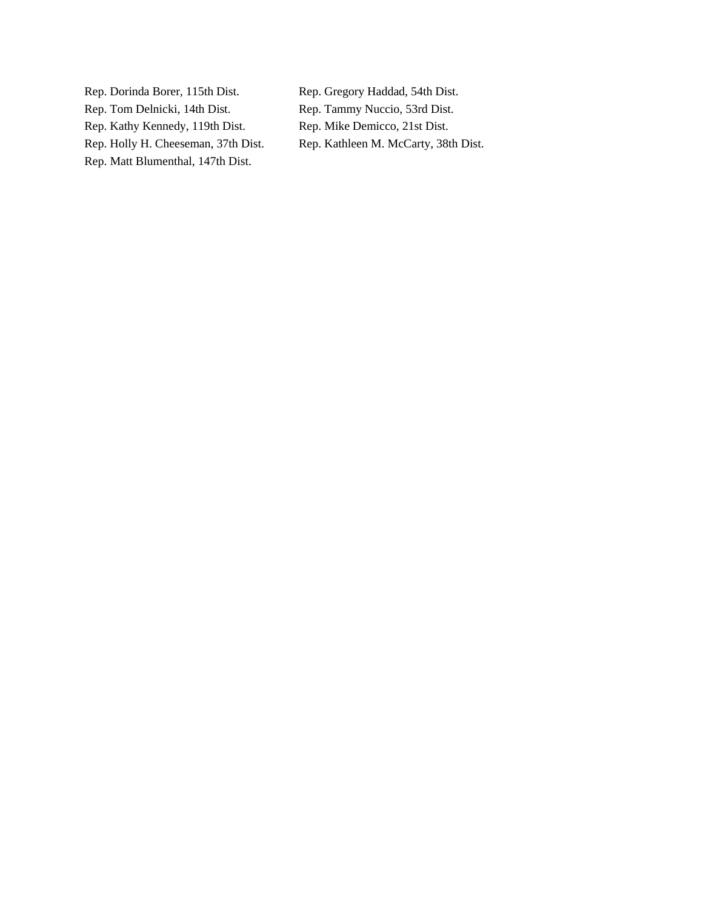Rep. Dorinda Borer, 115th Dist.
Rep. Tom Delnicki, 14th Dist.
Rep. Kathy Kennedy, 119th Dist.
Rep. Holly H. Cheeseman, 37th Dist.
Rep. Matt Blumenthal, 147th Dist.
Rep. Gregory Haddad, 54th Dist.
Rep. Tammy Nuccio, 53rd Dist.
Rep. Mike Demicco, 21st Dist.
Rep. Kathleen M. McCarty, 38th Dist.